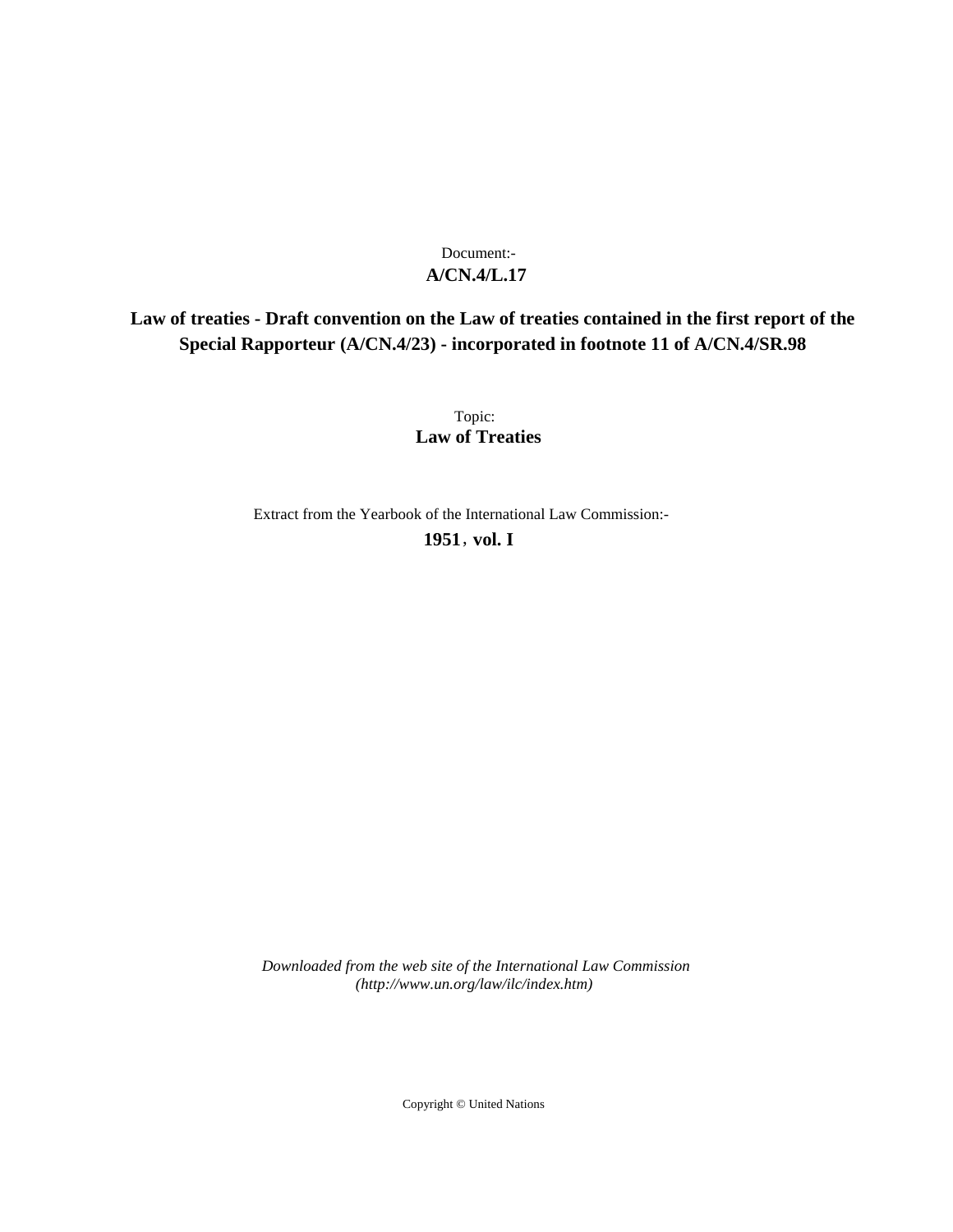Document:-

**A/CN.4/L.17**

**Law of treaties - Draft convention on the Law of treaties contained in the first report of the Special Rapporteur (A/CN.4/23) - incorporated in footnote 11 of A/CN.4/SR.98**

Topic:

**Law of Treaties**

Extract from the Yearbook of the International Law Commission:-

**1951, vol. I**

*Downloaded from the web site of the International Law Commission (http://www.un.org/law/ilc/index.htm)*

Copyright © United Nations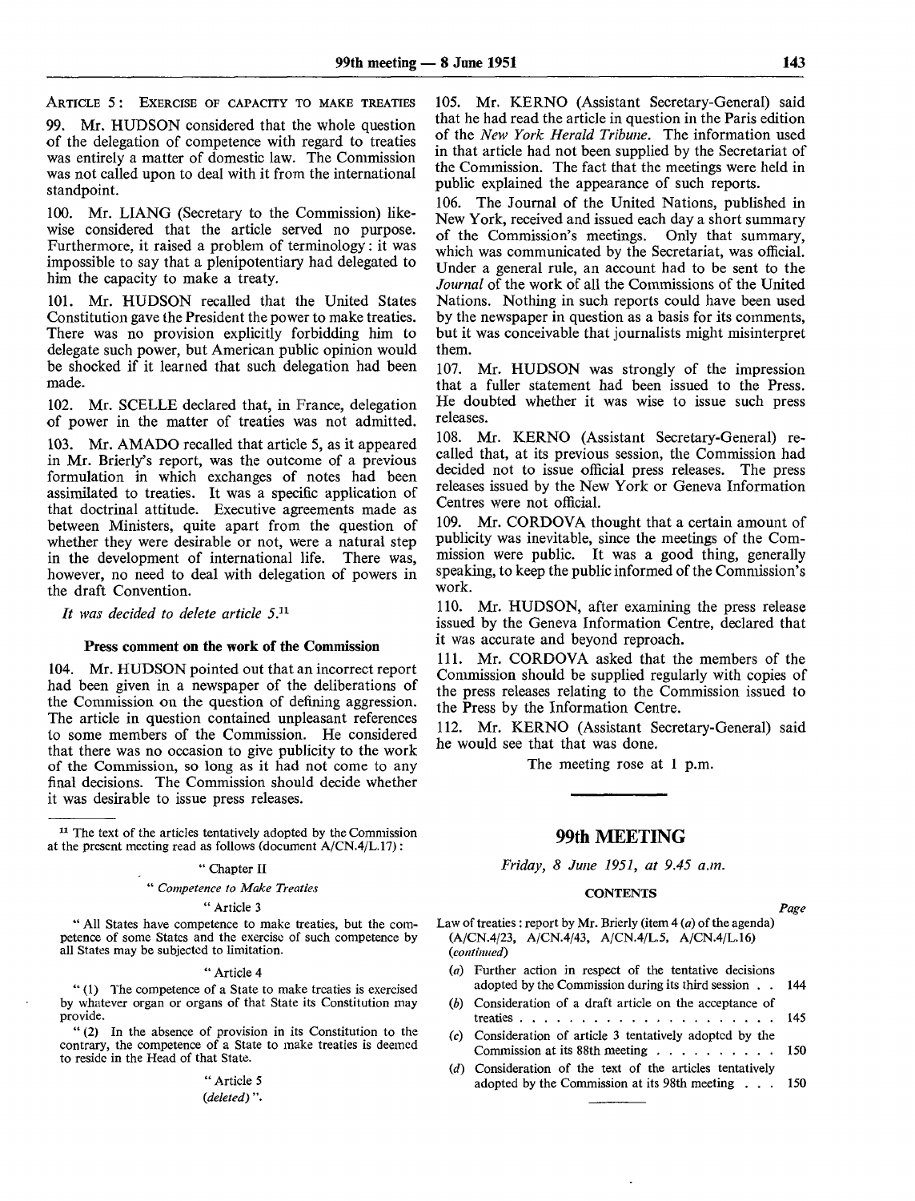ARTICLE 5: EXERCISE OF CAPACITY TO MAKE TREATIES

99. Mr. HUDSON considered that the whole question of the delegation of competence with regard to treaties was entirely a matter of domestic law. The Commission was not called upon to deal with it from the international standpoint.

100. Mr. LIANG (Secretary to the Commission) likewise considered that the article served no purpose. Furthermore, it raised a problem of terminology: it was impossible to say that a plenipotentiary had delegated to him the capacity to make a treaty.

101. Mr. HUDSON recalled that the United States Constitution gave the President the power to make treaties. There was no provision explicitly forbidding him to delegate such power, but American public opinion would be shocked if it learned that such delegation had been made.

102. Mr. SCELLE declared that, in France, delegation of power in the matter of treaties was not admitted.

103. Mr. AMADO recalled that article 5, as it appeared in Mr. Brierly's report, was the outcome of a previous formulation in which exchanges of notes had been assimilated to treaties. It was a specific application of that doctrinal attitude. Executive agreements made as between Ministers, quite apart from the question of whether they were desirable or not, were a natural step in the development of international life. There was, however, no need to deal with delegation of powers in the draft Convention.

*It was decided to delete article 5.*[11]

### Press comment on the work of the Commission

104. Mr. HUDSON pointed out that an incorrect report had been given in a newspaper of the deliberations of the Commission on the question of defining aggression. The article in question contained unpleasant references to some members of the Commission. He considered that there was no occasion to give publicity to the work of the Commission, so long as it had not come to any final decisions. The Commission should decide whether it was desirable to issue press releases.

105. Mr. KERNO (Assistant Secretary-General) said that he had read the article in question in the Paris edition of the *New York Herald Tribune*. The information used in that article had not been supplied by the Secretariat of the Commission. The fact that the meetings were held in public explained the appearance of such reports.

106. The Journal of the United Nations, published in New York, received and issued each day a short summary of the Commission's meetings. Only that summary, which was communicated by the Secretariat, was official. Under a general rule, an account had to be sent to the *Journal* of the work of all the Commissions of the United Nations. Nothing in such reports could have been used by the newspaper in question as a basis for its comments, but it was conceivable that journalists might misinterpret them.

107. Mr. HUDSON was strongly of the impression that a fuller statement had been issued to the Press. He doubted whether it was wise to issue such press releases.

108. Mr. KERNO (Assistant Secretary-General) recalled that, at its previous session, the Commission had decided not to issue official press releases. The press releases issued by the New York or Geneva Information Centres were not official.

109. Mr. CORDOVA thought that a certain amount of publicity was inevitable, since the meetings of the Commission were public. It was a good thing, generally speaking, to keep the public informed of the Commission's work.

110. Mr. HUDSON, after examining the press release issued by the Geneva Information Centre, declared that it was accurate and beyond reproach.

111. Mr. CORDOVA asked that the members of the Commission should be supplied regularly with copies of the press releases relating to the Commission issued to the Press by the Information Centre.

112. Mr. KERNO (Assistant Secretary-General) said he would see that that was done.

The meeting rose at 1 p.m.

---

[11] The text of the articles tentatively adopted by the Commission at the present meeting read as follows (document A/CN.4/L.17):

"Chapter II

"*Competence to Make Treaties*

"Article 3

"All States have competence to make treaties, but the competence of some States and the exercise of such competence by all States may be subjected to limitation.

"Article 4

"(1) The competence of a State to make treaties is exercised by whatever organ or organs of that State its Constitution may provide.

"(2) In the absence of provision in its Constitution to the contrary, the competence of a State to make treaties is deemed to reside in the Head of that State.

"Article 5

(*deleted*)".

---

## 99th MEETING

*Friday, 8 June 1951, at 9.45 a.m.*

### CONTENTS

| | Page |
|---|---|
| Law of treaties: report by Mr. Brierly (item 4 (*a*) of the agenda) (A/CN.4/23, A/CN.4/43, A/CN.4/L.5, A/CN.4/L.16) (*continued*) | |
| (*a*) Further action in respect of the tentative decisions adopted by the Commission during its third session | 144 |
| (*b*) Consideration of a draft article on the acceptance of treaties | 145 |
| (*c*) Consideration of article 3 tentatively adopted by the Commission at its 88th meeting | 150 |
| (*d*) Consideration of the text of the articles tentatively adopted by the Commission at its 98th meeting | 150 |